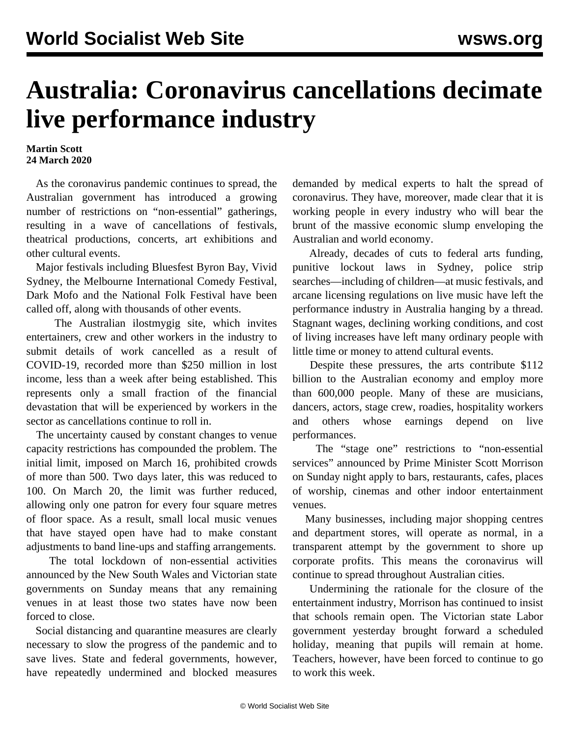# Australia: Coronavirus cancellations decimate live performance industry

**Martin Scott**
**24 March 2020**

As the coronavirus pandemic continues to spread, the Australian government has introduced a growing number of restrictions on "non-essential" gatherings, resulting in a wave of cancellations of festivals, theatrical productions, concerts, art exhibitions and other cultural events.

Major festivals including Bluesfest Byron Bay, Vivid Sydney, the Melbourne International Comedy Festival, Dark Mofo and the National Folk Festival have been called off, along with thousands of other events.

The Australian ilostmygig site, which invites entertainers, crew and other workers in the industry to submit details of work cancelled as a result of COVID-19, recorded more than $250 million in lost income, less than a week after being established. This represents only a small fraction of the financial devastation that will be experienced by workers in the sector as cancellations continue to roll in.

The uncertainty caused by constant changes to venue capacity restrictions has compounded the problem. The initial limit, imposed on March 16, prohibited crowds of more than 500. Two days later, this was reduced to 100. On March 20, the limit was further reduced, allowing only one patron for every four square metres of floor space. As a result, small local music venues that have stayed open have had to make constant adjustments to band line-ups and staffing arrangements.

The total lockdown of non-essential activities announced by the New South Wales and Victorian state governments on Sunday means that any remaining venues in at least those two states have now been forced to close.

Social distancing and quarantine measures are clearly necessary to slow the progress of the pandemic and to save lives. State and federal governments, however, have repeatedly undermined and blocked measures demanded by medical experts to halt the spread of coronavirus. They have, moreover, made clear that it is working people in every industry who will bear the brunt of the massive economic slump enveloping the Australian and world economy.

Already, decades of cuts to federal arts funding, punitive lockout laws in Sydney, police strip searches—including of children—at music festivals, and arcane licensing regulations on live music have left the performance industry in Australia hanging by a thread. Stagnant wages, declining working conditions, and cost of living increases have left many ordinary people with little time or money to attend cultural events.

Despite these pressures, the arts contribute $112 billion to the Australian economy and employ more than 600,000 people. Many of these are musicians, dancers, actors, stage crew, roadies, hospitality workers and others whose earnings depend on live performances.

The "stage one" restrictions to "non-essential services" announced by Prime Minister Scott Morrison on Sunday night apply to bars, restaurants, cafes, places of worship, cinemas and other indoor entertainment venues.

Many businesses, including major shopping centres and department stores, will operate as normal, in a transparent attempt by the government to shore up corporate profits. This means the coronavirus will continue to spread throughout Australian cities.

Undermining the rationale for the closure of the entertainment industry, Morrison has continued to insist that schools remain open. The Victorian state Labor government yesterday brought forward a scheduled holiday, meaning that pupils will remain at home. Teachers, however, have been forced to continue to go to work this week.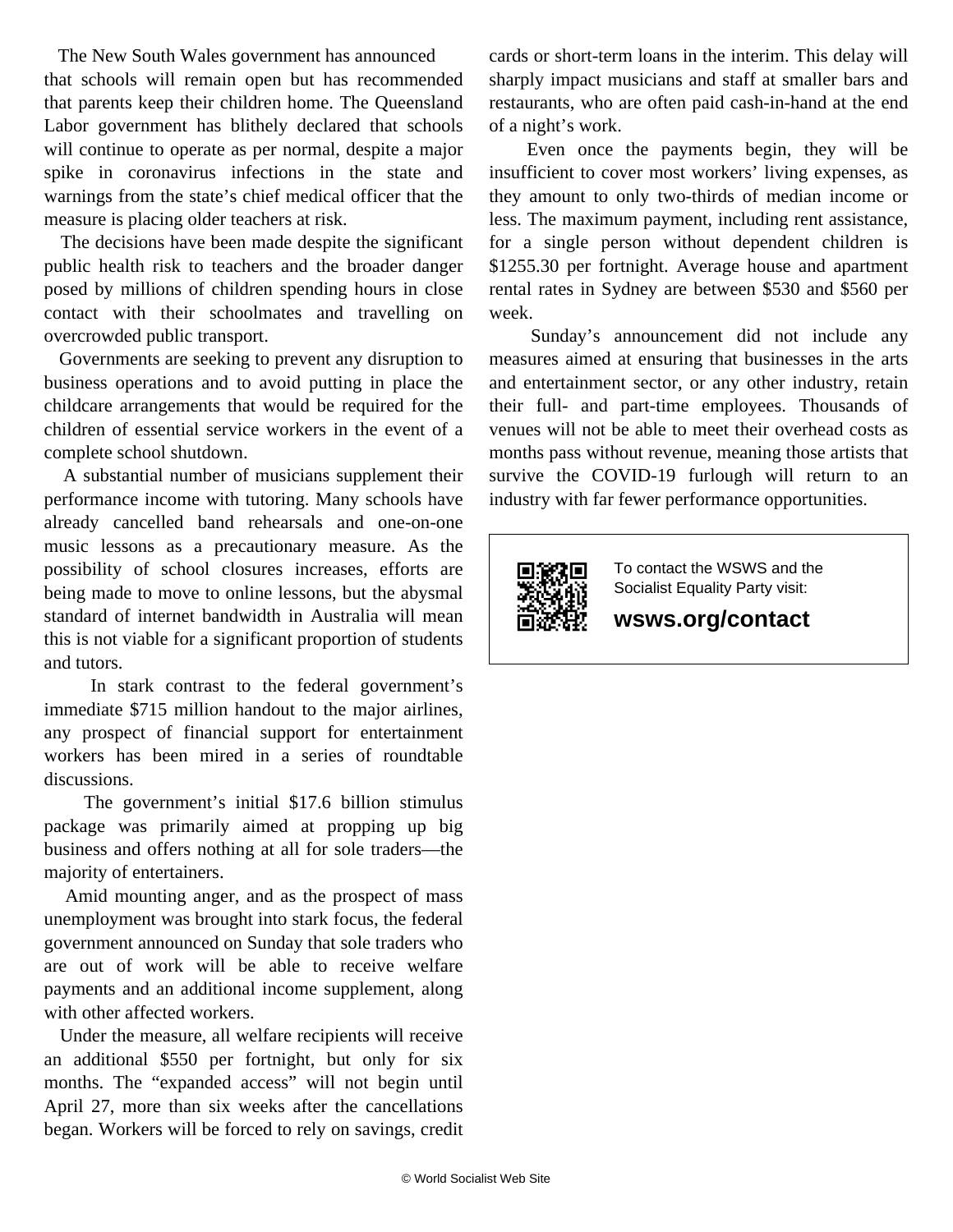The New South Wales government has announced that schools will remain open but has recommended that parents keep their children home. The Queensland Labor government has blithely declared that schools will continue to operate as per normal, despite a major spike in coronavirus infections in the state and warnings from the state's chief medical officer that the measure is placing older teachers at risk.

The decisions have been made despite the significant public health risk to teachers and the broader danger posed by millions of children spending hours in close contact with their schoolmates and travelling on overcrowded public transport.

Governments are seeking to prevent any disruption to business operations and to avoid putting in place the childcare arrangements that would be required for the children of essential service workers in the event of a complete school shutdown.

A substantial number of musicians supplement their performance income with tutoring. Many schools have already cancelled band rehearsals and one-on-one music lessons as a precautionary measure. As the possibility of school closures increases, efforts are being made to move to online lessons, but the abysmal standard of internet bandwidth in Australia will mean this is not viable for a significant proportion of students and tutors.

In stark contrast to the federal government's immediate $715 million handout to the major airlines, any prospect of financial support for entertainment workers has been mired in a series of roundtable discussions.

The government's initial $17.6 billion stimulus package was primarily aimed at propping up big business and offers nothing at all for sole traders—the majority of entertainers.

Amid mounting anger, and as the prospect of mass unemployment was brought into stark focus, the federal government announced on Sunday that sole traders who are out of work will be able to receive welfare payments and an additional income supplement, along with other affected workers.

Under the measure, all welfare recipients will receive an additional $550 per fortnight, but only for six months. The "expanded access" will not begin until April 27, more than six weeks after the cancellations began. Workers will be forced to rely on savings, credit cards or short-term loans in the interim. This delay will sharply impact musicians and staff at smaller bars and restaurants, who are often paid cash-in-hand at the end of a night's work.

Even once the payments begin, they will be insufficient to cover most workers' living expenses, as they amount to only two-thirds of median income or less. The maximum payment, including rent assistance, for a single person without dependent children is $1255.30 per fortnight. Average house and apartment rental rates in Sydney are between $530 and $560 per week.

Sunday's announcement did not include any measures aimed at ensuring that businesses in the arts and entertainment sector, or any other industry, retain their full- and part-time employees. Thousands of venues will not be able to meet their overhead costs as months pass without revenue, meaning those artists that survive the COVID-19 furlough will return to an industry with far fewer performance opportunities.

To contact the WSWS and the Socialist Equality Party visit:

**wsws.org/contact**